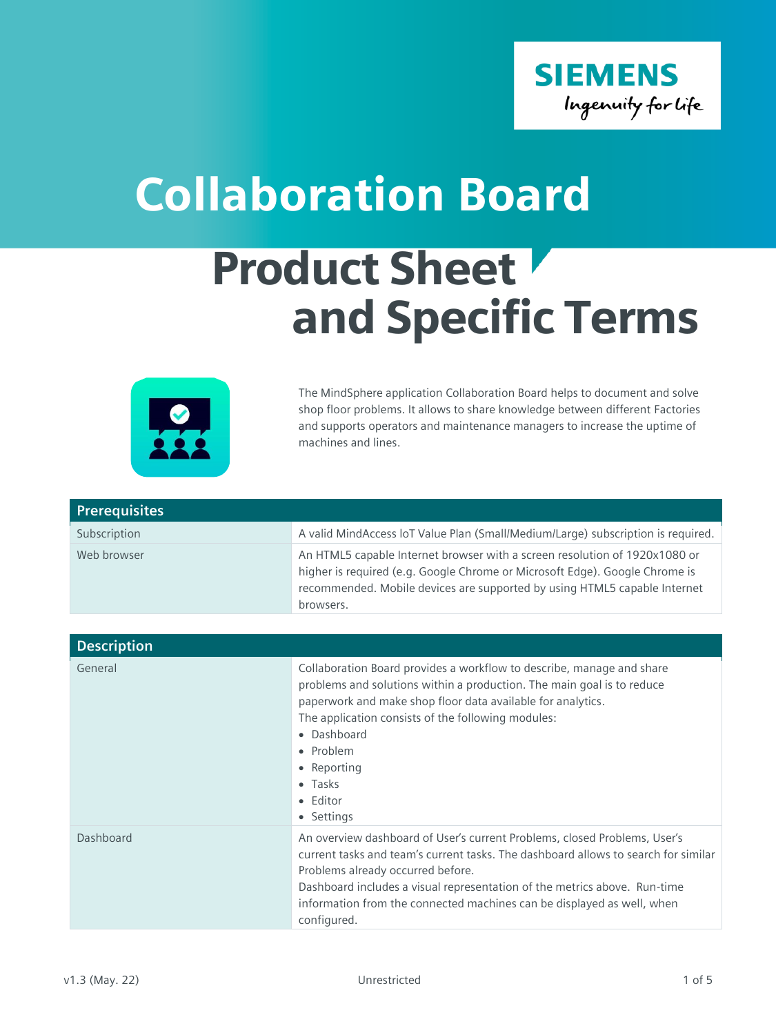# Collaboration Board

# Product Sheet and Specific Terms

The MindSphere application Collaboration Board helps to document and solve shop floor problems. It allows to share knowledge between different Factories and supports operators and maintenance managers to increase the uptime of machines and lines.

| Prerequisites | |
|---|---|
| Subscription | A valid MindAccess IoT Value Plan (Small/Medium/Large) subscription is required. |
| Web browser | An HTML5 capable Internet browser with a screen resolution of 1920x1080 or higher is required (e.g. Google Chrome or Microsoft Edge). Google Chrome is recommended. Mobile devices are supported by using HTML5 capable Internet browsers. |

| Description | |
|---|---|
| General | Collaboration Board provides a workflow to describe, manage and share problems and solutions within a production. The main goal is to reduce paperwork and make shop floor data available for analytics.<br>The application consists of the following modules:<br>• Dashboard<br>• Problem<br>• Reporting<br>• Tasks<br>• Editor<br>• Settings |
| Dashboard | An overview dashboard of User's current Problems, closed Problems, User's current tasks and team's current tasks. The dashboard allows to search for similar Problems already occurred before.<br>Dashboard includes a visual representation of the metrics above. Run-time information from the connected machines can be displayed as well, when configured. |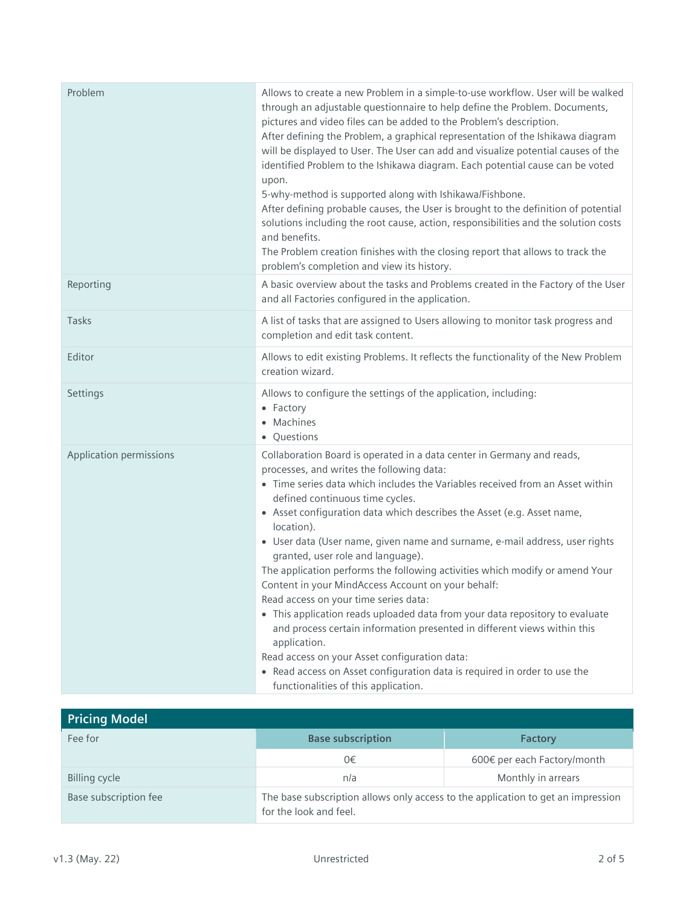| | |
|---|---|
| Problem | Allows to create a new Problem in a simple-to-use workflow. User will be walked through an adjustable questionnaire to help define the Problem. Documents, pictures and video files can be added to the Problem's description.<br>After defining the Problem, a graphical representation of the Ishikawa diagram will be displayed to User. The User can add and visualize potential causes of the identified Problem to the Ishikawa diagram. Each potential cause can be voted upon.<br>5-why-method is supported along with Ishikawa/Fishbone.<br>After defining probable causes, the User is brought to the definition of potential solutions including the root cause, action, responsibilities and the solution costs and benefits.<br>The Problem creation finishes with the closing report that allows to track the problem's completion and view its history. |
| Reporting | A basic overview about the tasks and Problems created in the Factory of the User and all Factories configured in the application. |
| Tasks | A list of tasks that are assigned to Users allowing to monitor task progress and completion and edit task content. |
| Editor | Allows to edit existing Problems. It reflects the functionality of the New Problem creation wizard. |
| Settings | Allows to configure the settings of the application, including:<br>• Factory<br>• Machines<br>• Questions |
| Application permissions | Collaboration Board is operated in a data center in Germany and reads, processes, and writes the following data:<br>• Time series data which includes the Variables received from an Asset within defined continuous time cycles.<br>• Asset configuration data which describes the Asset (e.g. Asset name, location).<br>• User data (User name, given name and surname, e-mail address, user rights granted, user role and language).<br>The application performs the following activities which modify or amend Your Content in your MindAccess Account on your behalf:<br>Read access on your time series data:<br>• This application reads uploaded data from your data repository to evaluate and process certain information presented in different views within this application.<br>Read access on your Asset configuration data:<br>• Read access on Asset configuration data is required in order to use the functionalities of this application. |

## Pricing Model

| Fee for | Base subscription | Factory |
|---|---|---|
| | 0€ | 600€ per each Factory/month |
| Billing cycle | n/a | Monthly in arrears |
| Base subscription fee | The base subscription allows only access to the application to get an impression for the look and feel. | |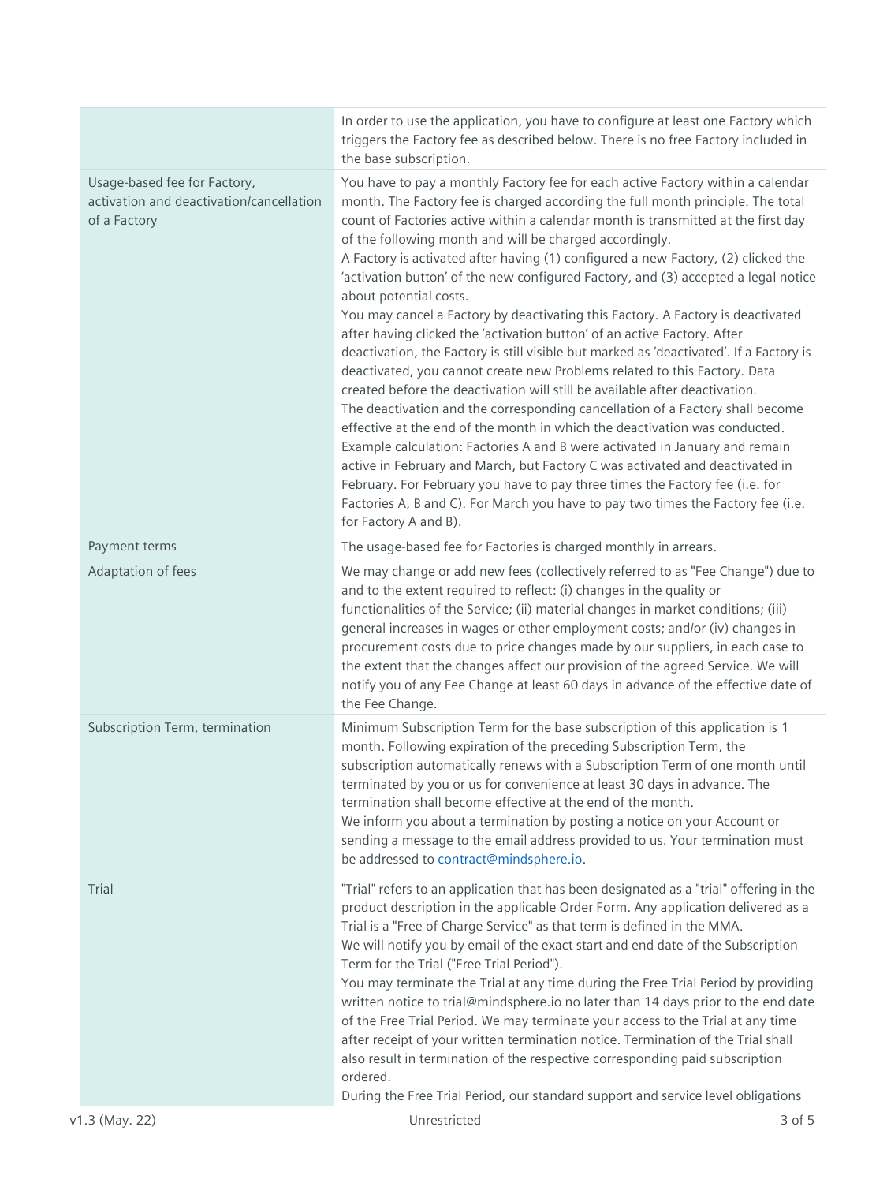| | |
|---|---|
| | In order to use the application, you have to configure at least one Factory which triggers the Factory fee as described below. There is no free Factory included in the base subscription. |
| Usage-based fee for Factory, activation and deactivation/cancellation of a Factory | You have to pay a monthly Factory fee for each active Factory within a calendar month. The Factory fee is charged according the full month principle. The total count of Factories active within a calendar month is transmitted at the first day of the following month and will be charged accordingly.<br>A Factory is activated after having (1) configured a new Factory, (2) clicked the 'activation button' of the new configured Factory, and (3) accepted a legal notice about potential costs.<br>You may cancel a Factory by deactivating this Factory. A Factory is deactivated after having clicked the 'activation button' of an active Factory. After deactivation, the Factory is still visible but marked as 'deactivated'. If a Factory is deactivated, you cannot create new Problems related to this Factory. Data created before the deactivation will still be available after deactivation.<br>The deactivation and the corresponding cancellation of a Factory shall become effective at the end of the month in which the deactivation was conducted.<br>Example calculation: Factories A and B were activated in January and remain active in February and March, but Factory C was activated and deactivated in February. For February you have to pay three times the Factory fee (i.e. for Factories A, B and C). For March you have to pay two times the Factory fee (i.e. for Factory A and B). |
| Payment terms | The usage-based fee for Factories is charged monthly in arrears. |
| Adaptation of fees | We may change or add new fees (collectively referred to as "Fee Change") due to and to the extent required to reflect: (i) changes in the quality or functionalities of the Service; (ii) material changes in market conditions; (iii) general increases in wages or other employment costs; and/or (iv) changes in procurement costs due to price changes made by our suppliers, in each case to the extent that the changes affect our provision of the agreed Service. We will notify you of any Fee Change at least 60 days in advance of the effective date of the Fee Change. |
| Subscription Term, termination | Minimum Subscription Term for the base subscription of this application is 1 month. Following expiration of the preceding Subscription Term, the subscription automatically renews with a Subscription Term of one month until terminated by you or us for convenience at least 30 days in advance. The termination shall become effective at the end of the month.<br>We inform you about a termination by posting a notice on your Account or sending a message to the email address provided to us. Your termination must be addressed to contract@mindsphere.io. |
| Trial | "Trial" refers to an application that has been designated as a "trial" offering in the product description in the applicable Order Form. Any application delivered as a Trial is a "Free of Charge Service" as that term is defined in the MMA.<br>We will notify you by email of the exact start and end date of the Subscription Term for the Trial ("Free Trial Period").<br>You may terminate the Trial at any time during the Free Trial Period by providing written notice to trial@mindsphere.io no later than 14 days prior to the end date of the Free Trial Period. We may terminate your access to the Trial at any time after receipt of your written termination notice. Termination of the Trial shall also result in termination of the respective corresponding paid subscription ordered.<br>During the Free Trial Period, our standard support and service level obligations |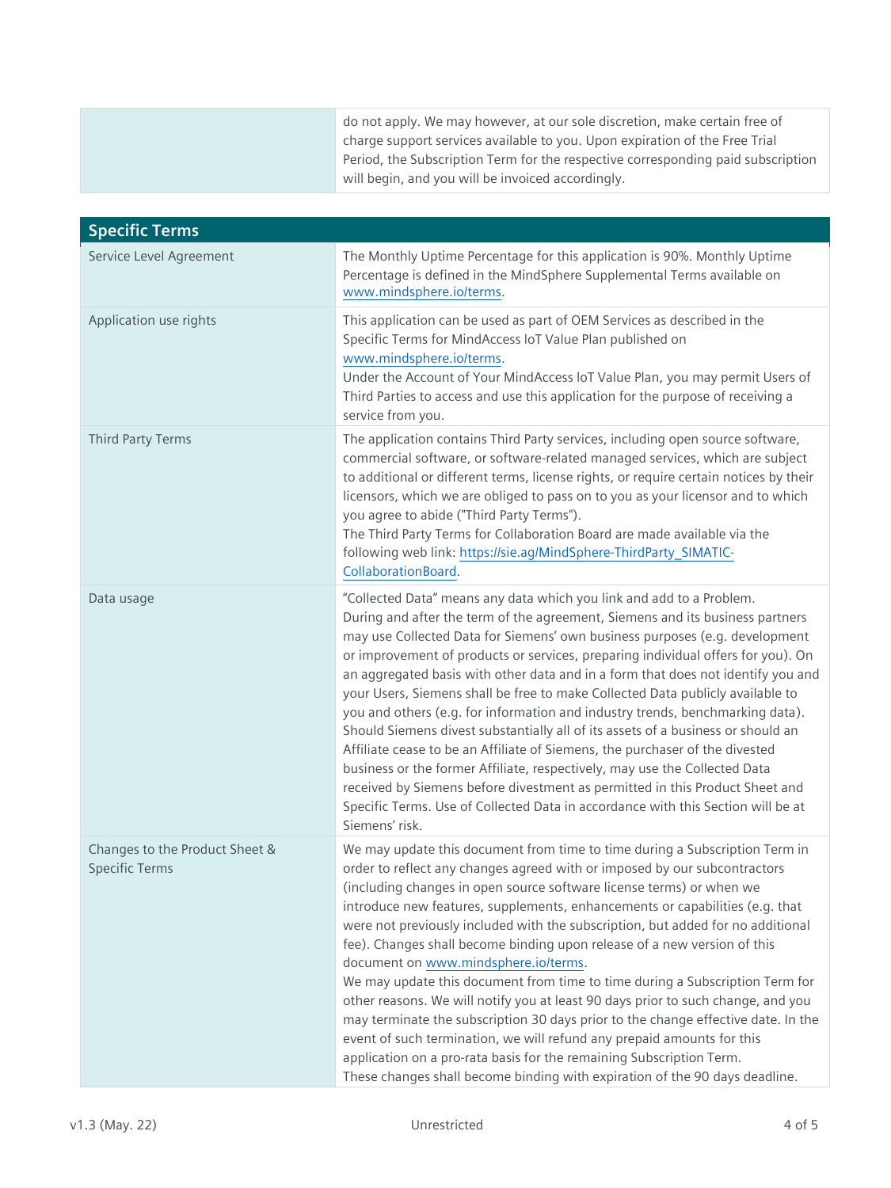| | |
|---|---|
| | do not apply. We may however, at our sole discretion, make certain free of charge support services available to you. Upon expiration of the Free Trial Period, the Subscription Term for the respective corresponding paid subscription will begin, and you will be invoiced accordingly. |

| **Specific Terms** | |
|---|---|
| Service Level Agreement | The Monthly Uptime Percentage for this application is 90%. Monthly Uptime Percentage is defined in the MindSphere Supplemental Terms available on www.mindsphere.io/terms. |
| Application use rights | This application can be used as part of OEM Services as described in the Specific Terms for MindAccess IoT Value Plan published on www.mindsphere.io/terms.<br>Under the Account of Your MindAccess IoT Value Plan, you may permit Users of Third Parties to access and use this application for the purpose of receiving a service from you. |
| Third Party Terms | The application contains Third Party services, including open source software, commercial software, or software-related managed services, which are subject to additional or different terms, license rights, or require certain notices by their licensors, which we are obliged to pass on to you as your licensor and to which you agree to abide ("Third Party Terms").<br>The Third Party Terms for Collaboration Board are made available via the following web link: https://sie.ag/MindSphere-ThirdParty_SIMATIC-CollaborationBoard. |
| Data usage | "Collected Data" means any data which you link and add to a Problem.<br>During and after the term of the agreement, Siemens and its business partners may use Collected Data for Siemens' own business purposes (e.g. development or improvement of products or services, preparing individual offers for you). On an aggregated basis with other data and in a form that does not identify you and your Users, Siemens shall be free to make Collected Data publicly available to you and others (e.g. for information and industry trends, benchmarking data). Should Siemens divest substantially all of its assets of a business or should an Affiliate cease to be an Affiliate of Siemens, the purchaser of the divested business or the former Affiliate, respectively, may use the Collected Data received by Siemens before divestment as permitted in this Product Sheet and Specific Terms. Use of Collected Data in accordance with this Section will be at Siemens' risk. |
| Changes to the Product Sheet & Specific Terms | We may update this document from time to time during a Subscription Term in order to reflect any changes agreed with or imposed by our subcontractors (including changes in open source software license terms) or when we introduce new features, supplements, enhancements or capabilities (e.g. that were not previously included with the subscription, but added for no additional fee). Changes shall become binding upon release of a new version of this document on www.mindsphere.io/terms.<br>We may update this document from time to time during a Subscription Term for other reasons. We will notify you at least 90 days prior to such change, and you may terminate the subscription 30 days prior to the change effective date. In the event of such termination, we will refund any prepaid amounts for this application on a pro-rata basis for the remaining Subscription Term.<br>These changes shall become binding with expiration of the 90 days deadline. |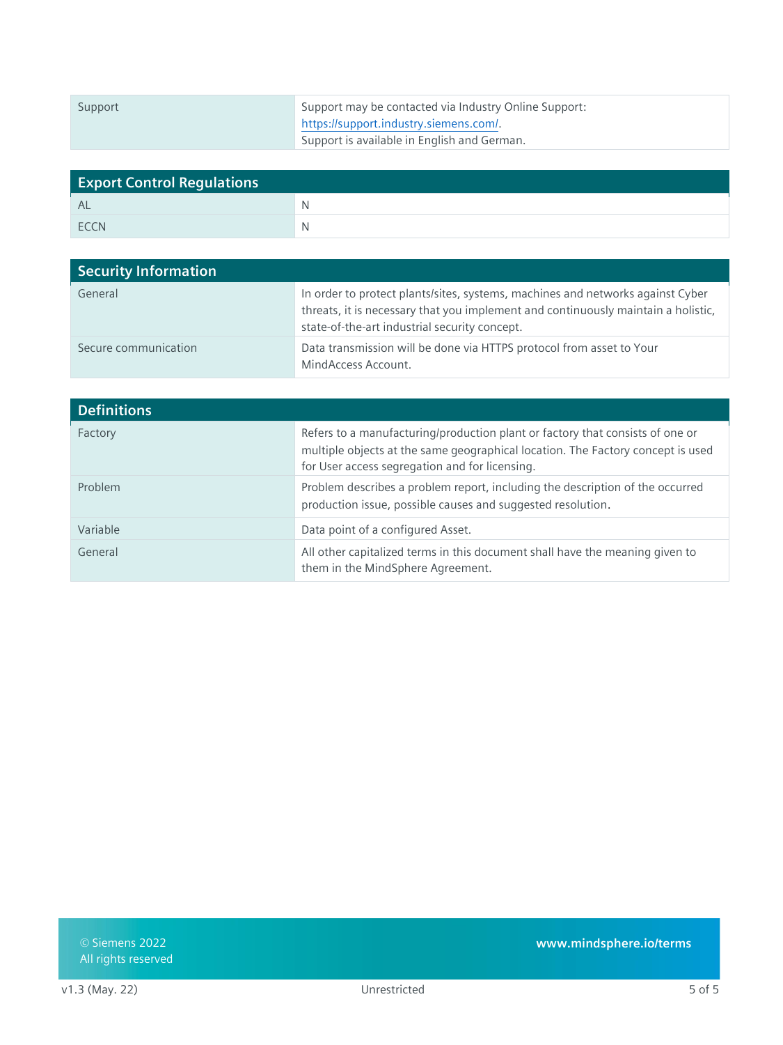| | |
|---|---|
| Support | Support may be contacted via Industry Online Support: https://support.industry.siemens.com/. Support is available in English and German. |

## Export Control Regulations

| | |
|---|---|
| AL | N |
| ECCN | N |

## Security Information

| | |
|---|---|
| General | In order to protect plants/sites, systems, machines and networks against Cyber threats, it is necessary that you implement and continuously maintain a holistic, state-of-the-art industrial security concept. |
| Secure communication | Data transmission will be done via HTTPS protocol from asset to Your MindAccess Account. |

## Definitions

| | |
|---|---|
| Factory | Refers to a manufacturing/production plant or factory that consists of one or multiple objects at the same geographical location. The Factory concept is used for User access segregation and for licensing. |
| Problem | Problem describes a problem report, including the description of the occurred production issue, possible causes and suggested resolution. |
| Variable | Data point of a configured Asset. |
| General | All other capitalized terms in this document shall have the meaning given to them in the MindSphere Agreement. |

© Siemens 2022
All rights reserved

www.mindsphere.io/terms

v1.3 (May. 22)

Unrestricted